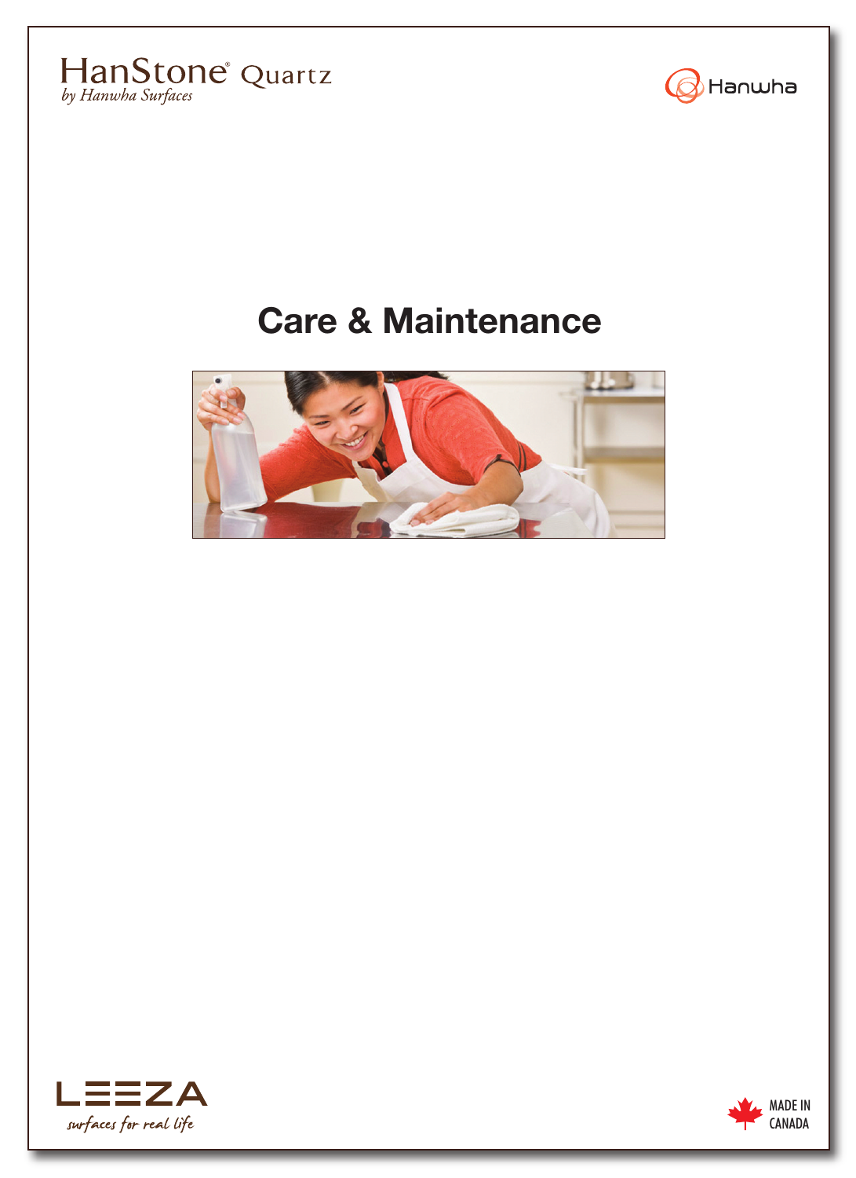HanStone® Quartz
*by Hanwha Surfaces*

Hanwha

# Care & Maintenance

LEEZA
*surfaces for real life*

MADE IN CANADA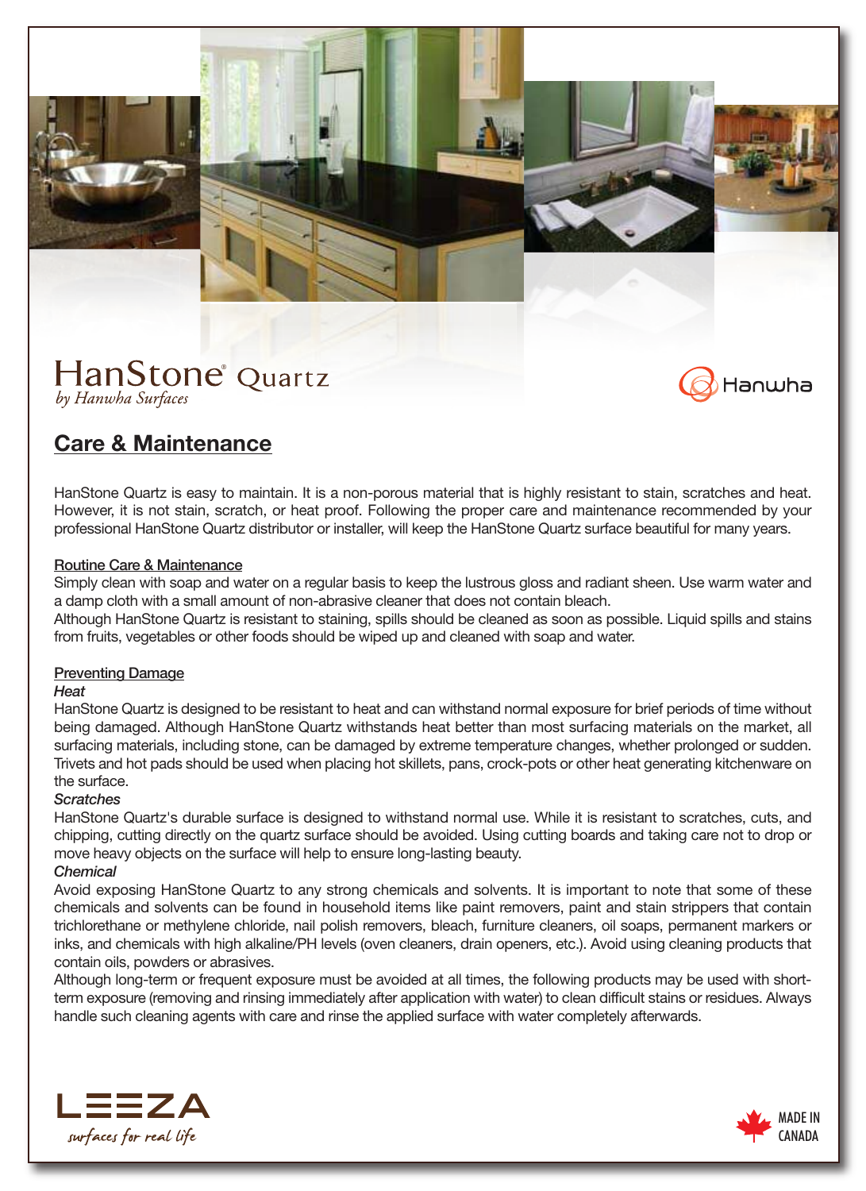HanStone® Quartz
*by Hanwha Surfaces*

Hanwha

## Care & Maintenance

HanStone Quartz is easy to maintain. It is a non-porous material that is highly resistant to stain, scratches and heat. However, it is not stain, scratch, or heat proof. Following the proper care and maintenance recommended by your professional HanStone Quartz distributor or installer, will keep the HanStone Quartz surface beautiful for many years.

### Routine Care & Maintenance

Simply clean with soap and water on a regular basis to keep the lustrous gloss and radiant sheen. Use warm water and a damp cloth with a small amount of non-abrasive cleaner that does not contain bleach.

Although HanStone Quartz is resistant to staining, spills should be cleaned as soon as possible. Liquid spills and stains from fruits, vegetables or other foods should be wiped up and cleaned with soap and water.

### Preventing Damage

*Heat*

HanStone Quartz is designed to be resistant to heat and can withstand normal exposure for brief periods of time without being damaged. Although HanStone Quartz withstands heat better than most surfacing materials on the market, all surfacing materials, including stone, can be damaged by extreme temperature changes, whether prolonged or sudden. Trivets and hot pads should be used when placing hot skillets, pans, crock-pots or other heat generating kitchenware on the surface.

*Scratches*

HanStone Quartz's durable surface is designed to withstand normal use. While it is resistant to scratches, cuts, and chipping, cutting directly on the quartz surface should be avoided. Using cutting boards and taking care not to drop or move heavy objects on the surface will help to ensure long-lasting beauty.

*Chemical*

Avoid exposing HanStone Quartz to any strong chemicals and solvents. It is important to note that some of these chemicals and solvents can be found in household items like paint removers, paint and stain strippers that contain trichlorethane or methylene chloride, nail polish removers, bleach, furniture cleaners, oil soaps, permanent markers or inks, and chemicals with high alkaline/PH levels (oven cleaners, drain openers, etc.). Avoid using cleaning products that contain oils, powders or abrasives.

Although long-term or frequent exposure must be avoided at all times, the following products may be used with short-term exposure (removing and rinsing immediately after application with water) to clean difficult stains or residues. Always handle such cleaning agents with care and rinse the applied surface with water completely afterwards.

LEEZA
*surfaces for real life*

MADE IN CANADA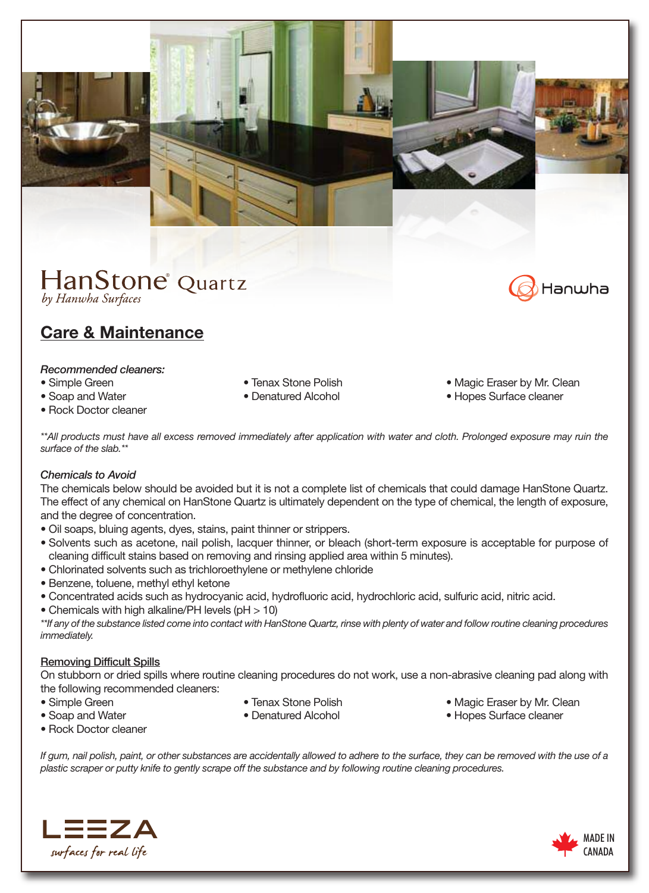# HanStone® Quartz

*by Hanwha Surfaces*

Hanwha

## Care & Maintenance

*Recommended cleaners:*

- Simple Green
- Soap and Water
- Rock Doctor cleaner
- Tenax Stone Polish
- Denatured Alcohol
- Magic Eraser by Mr. Clean
- Hopes Surface cleaner

*\*\*All products must have all excess removed immediately after application with water and cloth. Prolonged exposure may ruin the surface of the slab.\*\**

*Chemicals to Avoid*

The chemicals below should be avoided but it is not a complete list of chemicals that could damage HanStone Quartz. The effect of any chemical on HanStone Quartz is ultimately dependent on the type of chemical, the length of exposure, and the degree of concentration.

- Oil soaps, bluing agents, dyes, stains, paint thinner or strippers.
- Solvents such as acetone, nail polish, lacquer thinner, or bleach (short-term exposure is acceptable for purpose of cleaning difficult stains based on removing and rinsing applied area within 5 minutes).
- Chlorinated solvents such as trichloroethylene or methylene chloride
- Benzene, toluene, methyl ethyl ketone
- Concentrated acids such as hydrocyanic acid, hydrofluoric acid, hydrochloric acid, sulfuric acid, nitric acid.
- Chemicals with high alkaline/PH levels (pH > 10)

*\*\*If any of the substance listed come into contact with HanStone Quartz, rinse with plenty of water and follow routine cleaning procedures immediately.*

<u>Removing Difficult Spills</u>

On stubborn or dried spills where routine cleaning procedures do not work, use a non-abrasive cleaning pad along with the following recommended cleaners:

- Simple Green
- Soap and Water
- Rock Doctor cleaner
- Tenax Stone Polish
- Denatured Alcohol
- Magic Eraser by Mr. Clean
- Hopes Surface cleaner

*If gum, nail polish, paint, or other substances are accidentally allowed to adhere to the surface, they can be removed with the use of a plastic scraper or putty knife to gently scrape off the substance and by following routine cleaning procedures.*

LEEZA

*surfaces for real life*

MADE IN CANADA